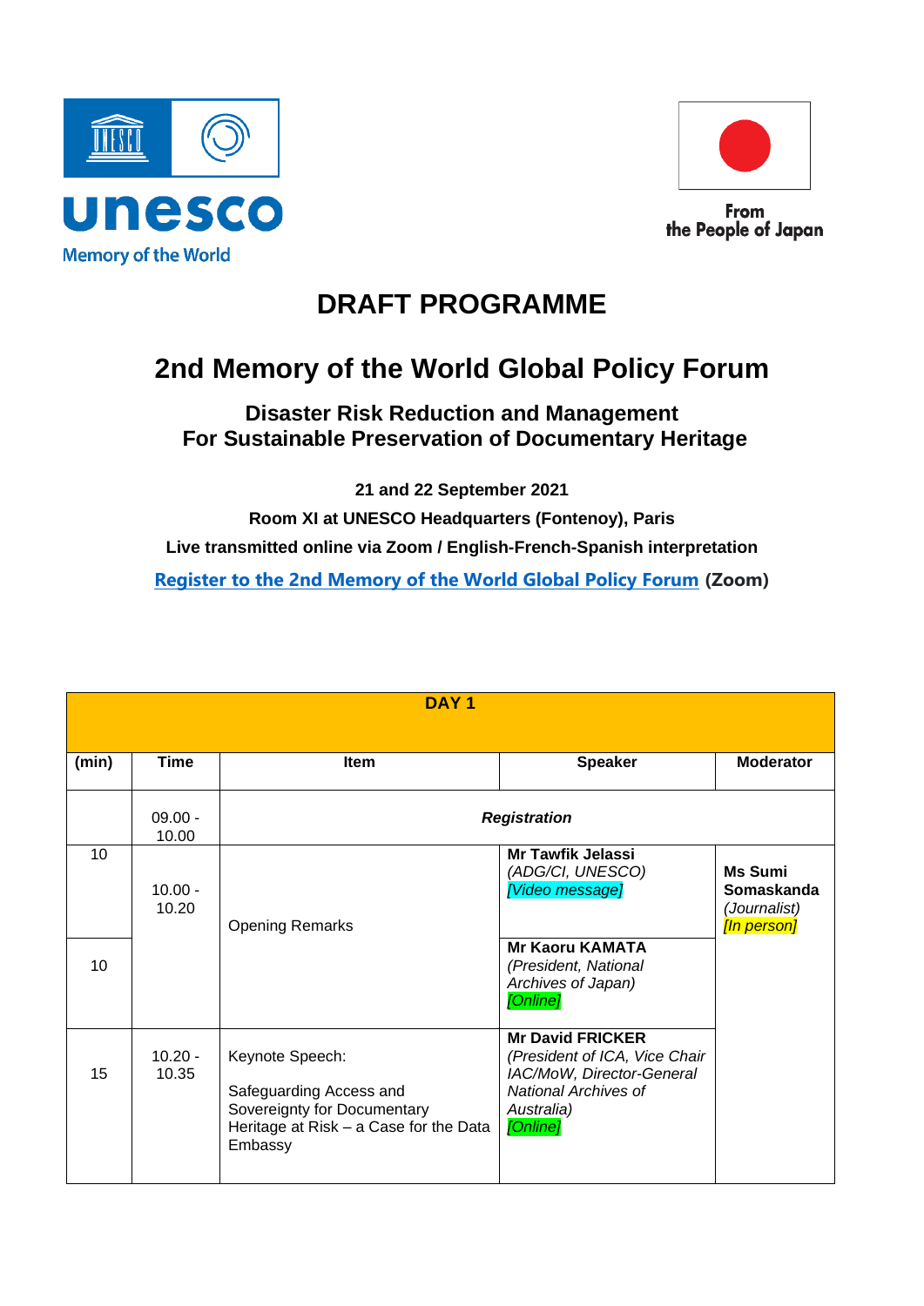unesco

Memory of the World

From the People of Japan

# DRAFT PROGRAMME

## 2nd Memory of the World Global Policy Forum

### Disaster Risk Reduction and Management For Sustainable Preservation of Documentary Heritage

**21 and 22 September 2021**

**Room XI at UNESCO Headquarters (Fontenoy), Paris**

**Live transmitted online via Zoom / English-French-Spanish interpretation**

**Register to the 2nd Memory of the World Global Policy Forum (Zoom)**

| DAY 1 | | | | |
|---|---|---|---|---|
| **(min)** | **Time** | **Item** | **Speaker** | **Moderator** |
| | 09.00 - 10.00 | ***Registration*** | | |
| 10 | 10.00 - 10.20 | Opening Remarks | **Mr Tawfik Jelassi** *(ADG/CI, UNESCO)* *[Video message]* | **Ms Sumi Somaskanda** *(Journalist)* *[In person]* |
| 10 | | | **Mr Kaoru KAMATA** *(President, National Archives of Japan)* *[Online]* | |
| 15 | 10.20 - 10.35 | Keynote Speech: Safeguarding Access and Sovereignty for Documentary Heritage at Risk – a Case for the Data Embassy | **Mr David FRICKER** *(President of ICA, Vice Chair IAC/MoW, Director-General National Archives of Australia)* *[Online]* | |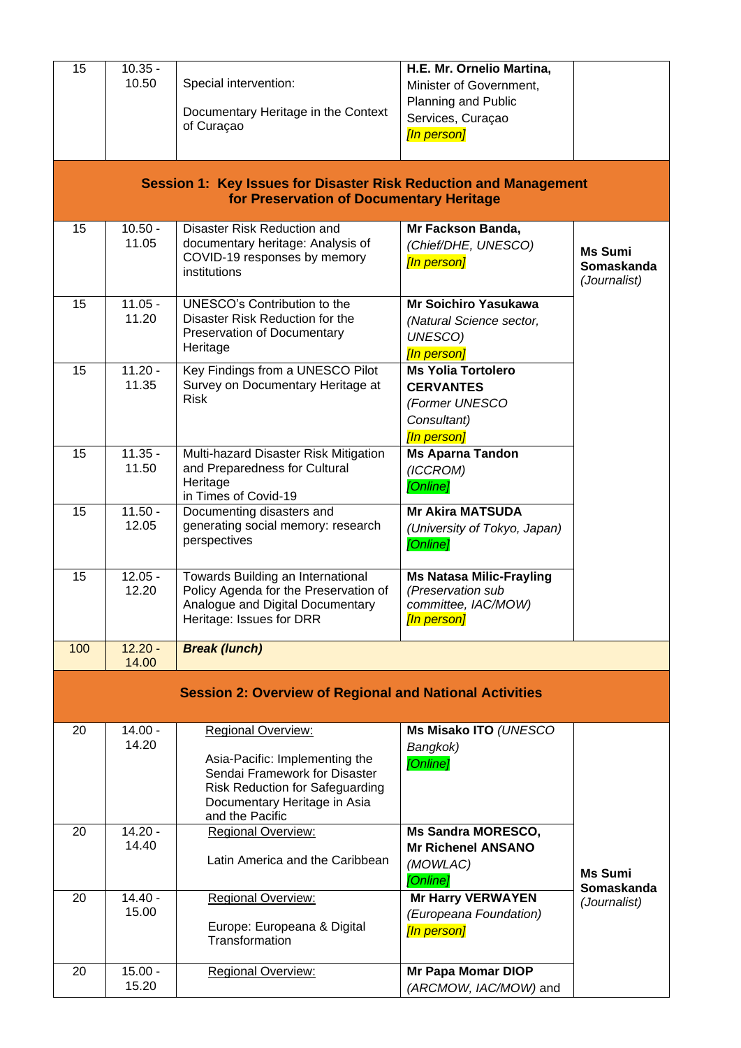| 15 | 10.35 - 10.50 | Special intervention:<br><br>Documentary Heritage in the Context of Curaçao | **H.E. Mr. Ornelio Martina,** Minister of Government, Planning and Public Services, Curaçao<br>*[In person]* | |
|---|---|---|---|---|
| **Session 1: Key Issues for Disaster Risk Reduction and Management for Preservation of Documentary Heritage** | | | | |
| 15 | 10.50 - 11.05 | Disaster Risk Reduction and documentary heritage: Analysis of COVID-19 responses by memory institutions | **Mr Fackson Banda,** *(Chief/DHE, UNESCO)*<br>*[In person]* | **Ms Sumi Somaskanda** *(Journalist)* |
| 15 | 11.05 - 11.20 | UNESCO's Contribution to the Disaster Risk Reduction for the Preservation of Documentary Heritage | **Mr Soichiro Yasukawa** *(Natural Science sector, UNESCO)*<br>*[In person]* | |
| 15 | 11.20 - 11.35 | Key Findings from a UNESCO Pilot Survey on Documentary Heritage at Risk | **Ms Yolia Tortolero CERVANTES** *(Former UNESCO Consultant)*<br>*[In person]* | |
| 15 | 11.35 - 11.50 | Multi-hazard Disaster Risk Mitigation and Preparedness for Cultural Heritage in Times of Covid-19 | **Ms Aparna Tandon** *(ICCROM)*<br>*[Online]* | |
| 15 | 11.50 - 12.05 | Documenting disasters and generating social memory: research perspectives | **Mr Akira MATSUDA** *(University of Tokyo, Japan)*<br>*[Online]* | |
| 15 | 12.05 - 12.20 | Towards Building an International Policy Agenda for the Preservation of Analogue and Digital Documentary Heritage: Issues for DRR | **Ms Natasa Milic-Frayling** *(Preservation sub committee, IAC/MOW)*<br>*[In person]* | |
| 100 | 12.20 - 14.00 | ***Break (lunch)*** | | |
| **Session 2: Overview of Regional and National Activities** | | | | |
| 20 | 14.00 - 14.20 | Regional Overview:<br><br>Asia-Pacific: Implementing the Sendai Framework for Disaster Risk Reduction for Safeguarding Documentary Heritage in Asia and the Pacific | **Ms Misako ITO** *(UNESCO Bangkok)*<br>*[Online]* | **Ms Sumi Somaskanda** *(Journalist)* |
| 20 | 14.20 - 14.40 | Regional Overview:<br><br>Latin America and the Caribbean | **Ms Sandra MORESCO, Mr Richenel ANSANO** *(MOWLAC)*<br>*[Online]* | |
| 20 | 14.40 - 15.00 | Regional Overview:<br><br>Europe: Europeana & Digital Transformation | **Mr Harry VERWAYEN** *(Europeana Foundation)*<br>*[In person]* | |
| 20 | 15.00 - 15.20 | Regional Overview: | **Mr Papa Momar DIOP** *(ARCMOW, IAC/MOW)* and | |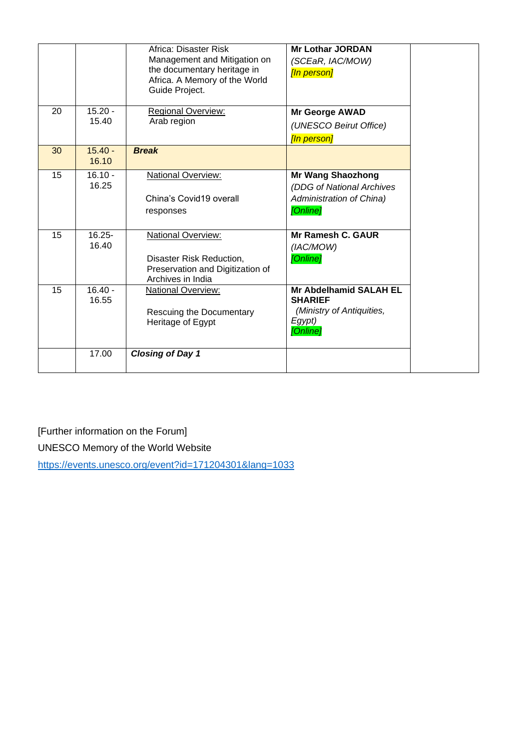| | | | | |
|---|---|---|---|---|
| | | Africa: Disaster Risk Management and Mitigation on the documentary heritage in Africa. A Memory of the World Guide Project. | **Mr Lothar JORDAN** *(SCEaR, IAC/MOW)* *[In person]* | |
| 20 | 15.20 - 15.40 | Regional Overview: Arab region | **Mr George AWAD** *(UNESCO Beirut Office)* *[In person]* | |
| 30 | 15.40 - 16.10 | ***Break*** | | |
| 15 | 16.10 - 16.25 | National Overview: China's Covid19 overall responses | **Mr Wang Shaozhong** *(DDG of National Archives Administration of China)* *[Online]* | |
| 15 | 16.25- 16.40 | National Overview: Disaster Risk Reduction, Preservation and Digitization of Archives in India | **Mr Ramesh C. GAUR** *(IAC/MOW)* *[Online]* | |
| 15 | 16.40 - 16.55 | National Overview: Rescuing the Documentary Heritage of Egypt | **Mr Abdelhamid SALAH EL SHARIEF** *(Ministry of Antiquities, Egypt)* *[Online]* | |
| | 17.00 | ***Closing of Day 1*** | | |

[Further information on the Forum]

UNESCO Memory of the World Website

https://events.unesco.org/event?id=171204301&lang=1033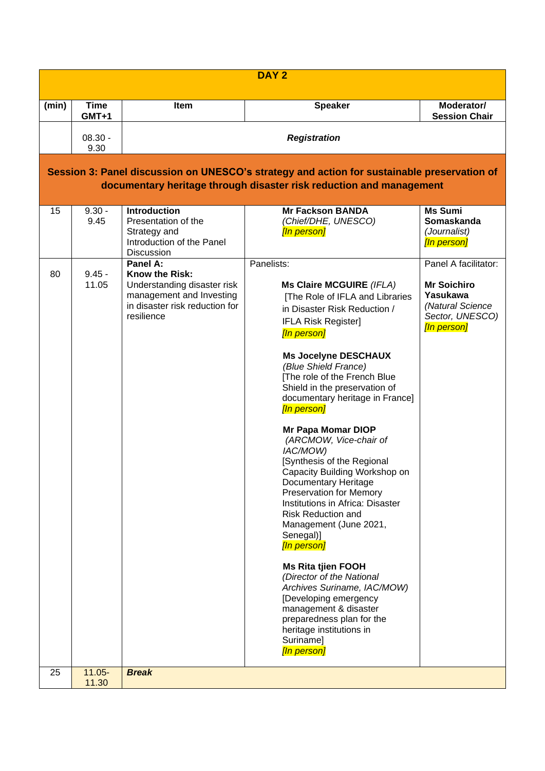| DAY 2 | | | | |
|---|---|---|---|---|
| **(min)** | **Time GMT+1** | **Item** | **Speaker** | **Moderator/ Session Chair** |
| | 08.30 - 9.30 | ***Registration*** | | |
| **Session 3: Panel discussion on UNESCO's strategy and action for sustainable preservation of documentary heritage through disaster risk reduction and management** | | | | |
| 15 | 9.30 - 9.45 | **Introduction** Presentation of the Strategy and Introduction of the Panel Discussion | **Mr Fackson BANDA** *(Chief/DHE, UNESCO)* *[In person]* | **Ms Sumi Somaskanda** *(Journalist)* *[In person]* |
| 80 | 9.45 - 11.05 | **Panel A: Know the Risk:** Understanding disaster risk management and Investing in disaster risk reduction for resilience | Panelists:<br><br>**Ms Claire MCGUIRE** *(IFLA)* [The Role of IFLA and Libraries in Disaster Risk Reduction / IFLA Risk Register] *[In person]*<br><br>**Ms Jocelyne DESCHAUX** *(Blue Shield France)* [The role of the French Blue Shield in the preservation of documentary heritage in France] *[In person]*<br><br>**Mr Papa Momar DIOP** *(ARCMOW, Vice-chair of IAC/MOW)* [Synthesis of the Regional Capacity Building Workshop on Documentary Heritage Preservation for Memory Institutions in Africa: Disaster Risk Reduction and Management (June 2021, Senegal)] *[In person]*<br><br>**Ms Rita tjien FOOH** *(Director of the National Archives Suriname, IAC/MOW)* [Developing emergency management & disaster preparedness plan for the heritage institutions in Suriname] *[In person]* | Panel A facilitator:<br><br>**Mr Soichiro Yasukawa** *(Natural Science Sector, UNESCO)* *[In person]* |
| 25 | 11.05- 11.30 | ***Break*** | | |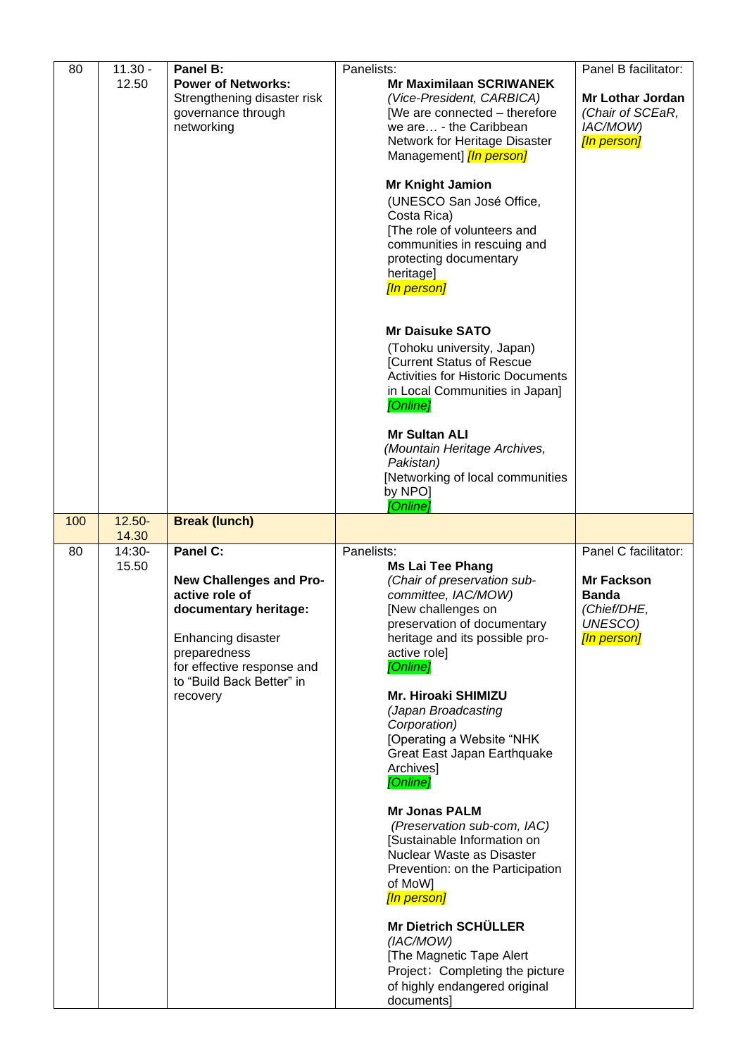| 80 | 11.30 - 12.50 | **Panel B:** **Power of Networks:** Strengthening disaster risk governance through networking | Panelists: **Mr Maximilaan SCRIWANEK** *(Vice-President, CARBICA)* [We are connected – therefore we are… - the Caribbean Network for Heritage Disaster Management] *[In person]* <br><br> **Mr Knight Jamion** (UNESCO San José Office, Costa Rica) [The role of volunteers and communities in rescuing and protecting documentary heritage] *[In person]* <br><br> **Mr Daisuke SATO** (Tohoku university, Japan) [Current Status of Rescue Activities for Historic Documents in Local Communities in Japan] *[Online]* <br><br> **Mr Sultan ALI** *(Mountain Heritage Archives, Pakistan)* [Networking of local communities by NPO] *[Online]* | Panel B facilitator: <br><br> **Mr Lothar Jordan** *(Chair of SCEaR, IAC/MOW)* *[In person]* |
|---|---|---|---|---|
| 100 | 12.50-14.30 | **Break (lunch)** | | |
| 80 | 14:30-15.50 | **Panel C:** <br><br> **New Challenges and Pro-active role of documentary heritage:** <br><br> Enhancing disaster preparedness for effective response and to "Build Back Better" in recovery | Panelists: **Ms Lai Tee Phang** *(Chair of preservation sub-committee, IAC/MOW)* [New challenges on preservation of documentary heritage and its possible pro-active role] *[Online]* <br><br> **Mr. Hiroaki SHIMIZU** *(Japan Broadcasting Corporation)* [Operating a Website "NHK Great East Japan Earthquake Archives] *[Online]* <br><br> **Mr Jonas PALM** *(Preservation sub-com, IAC)* [Sustainable Information on Nuclear Waste as Disaster Prevention: on the Participation of MoW] *[In person]* <br><br> **Mr Dietrich SCHÜLLER** *(IAC/MOW)* [The Magnetic Tape Alert Project；Completing the picture of highly endangered original documents] | Panel C facilitator: <br><br> **Mr Fackson Banda** *(Chief/DHE, UNESCO)* *[In person]* |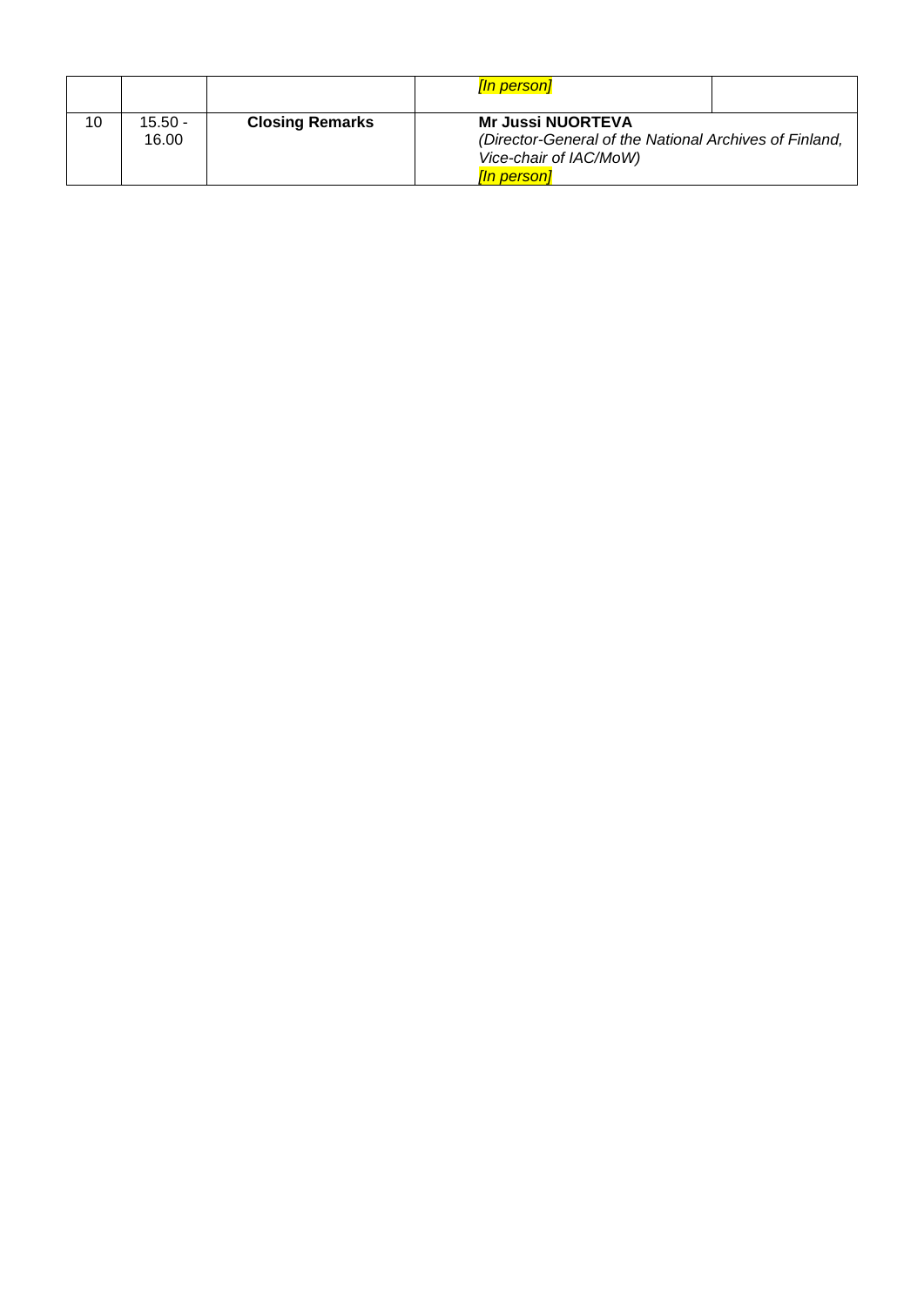| | | | | |
|---|---|---|---|---|
| | | | *[In person]* | |
| 10 | 15.50 - 16.00 | **Closing Remarks** | **Mr Jussi NUORTEVA**<br>*(Director-General of the National Archives of Finland, Vice-chair of IAC/MoW)*<br>*[In person]* | |